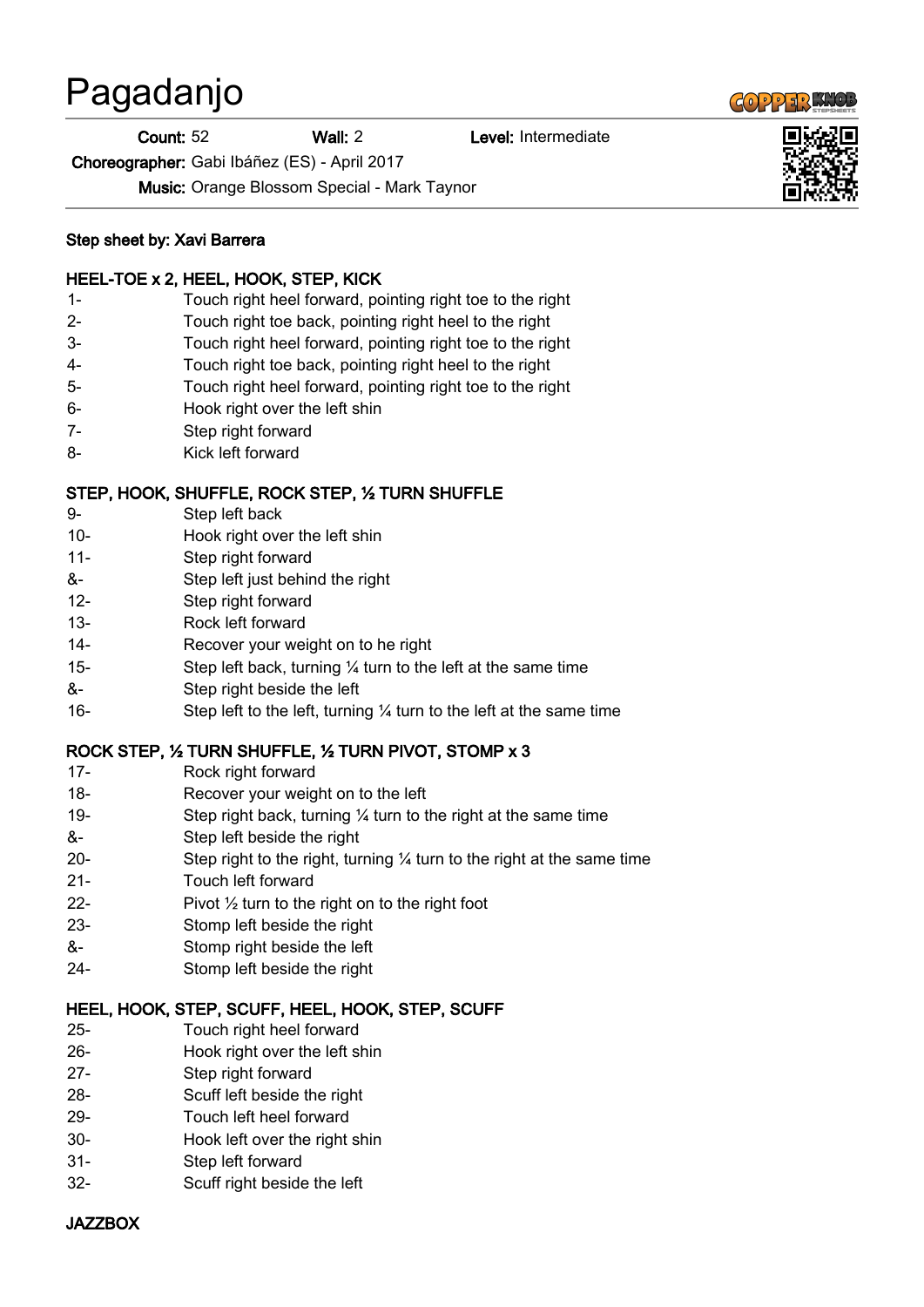# Pagadanjo

**Count:** 52 **Wall:** 2 **Level:** Intermediate

**Choreographer:** Gabi Ibáñez (ES) - April 2017

**Music:** Orange Blossom Special - Mark Taynor

**Step sheet by: Xavi Barrera**

**HEEL-TOE x 2, HEEL, HOOK, STEP, KICK**

| | |
|---|---|
| 1- | Touch right heel forward, pointing right toe to the right |
| 2- | Touch right toe back, pointing right heel to the right |
| 3- | Touch right heel forward, pointing right toe to the right |
| 4- | Touch right toe back, pointing right heel to the right |
| 5- | Touch right heel forward, pointing right toe to the right |
| 6- | Hook right over the left shin |
| 7- | Step right forward |
| 8- | Kick left forward |

**STEP, HOOK, SHUFFLE, ROCK STEP, ½ TURN SHUFFLE**

| | |
|---|---|
| 9- | Step left back |
| 10- | Hook right over the left shin |
| 11- | Step right forward |
| &- | Step left just behind the right |
| 12- | Step right forward |
| 13- | Rock left forward |
| 14- | Recover your weight on to he right |
| 15- | Step left back, turning ¼ turn to the left at the same time |
| &- | Step right beside the left |
| 16- | Step left to the left, turning ¼ turn to the left at the same time |

**ROCK STEP, ½ TURN SHUFFLE, ½ TURN PIVOT, STOMP x 3**

| | |
|---|---|
| 17- | Rock right forward |
| 18- | Recover your weight on to the left |
| 19- | Step right back, turning ¼ turn to the right at the same time |
| &- | Step left beside the right |
| 20- | Step right to the right, turning ¼ turn to the right at the same time |
| 21- | Touch left forward |
| 22- | Pivot ½ turn to the right on to the right foot |
| 23- | Stomp left beside the right |
| &- | Stomp right beside the left |
| 24- | Stomp left beside the right |

**HEEL, HOOK, STEP, SCUFF, HEEL, HOOK, STEP, SCUFF**

| | |
|---|---|
| 25- | Touch right heel forward |
| 26- | Hook right over the left shin |
| 27- | Step right forward |
| 28- | Scuff left beside the right |
| 29- | Touch left heel forward |
| 30- | Hook left over the right shin |
| 31- | Step left forward |
| 32- | Scuff right beside the left |

**JAZZBOX**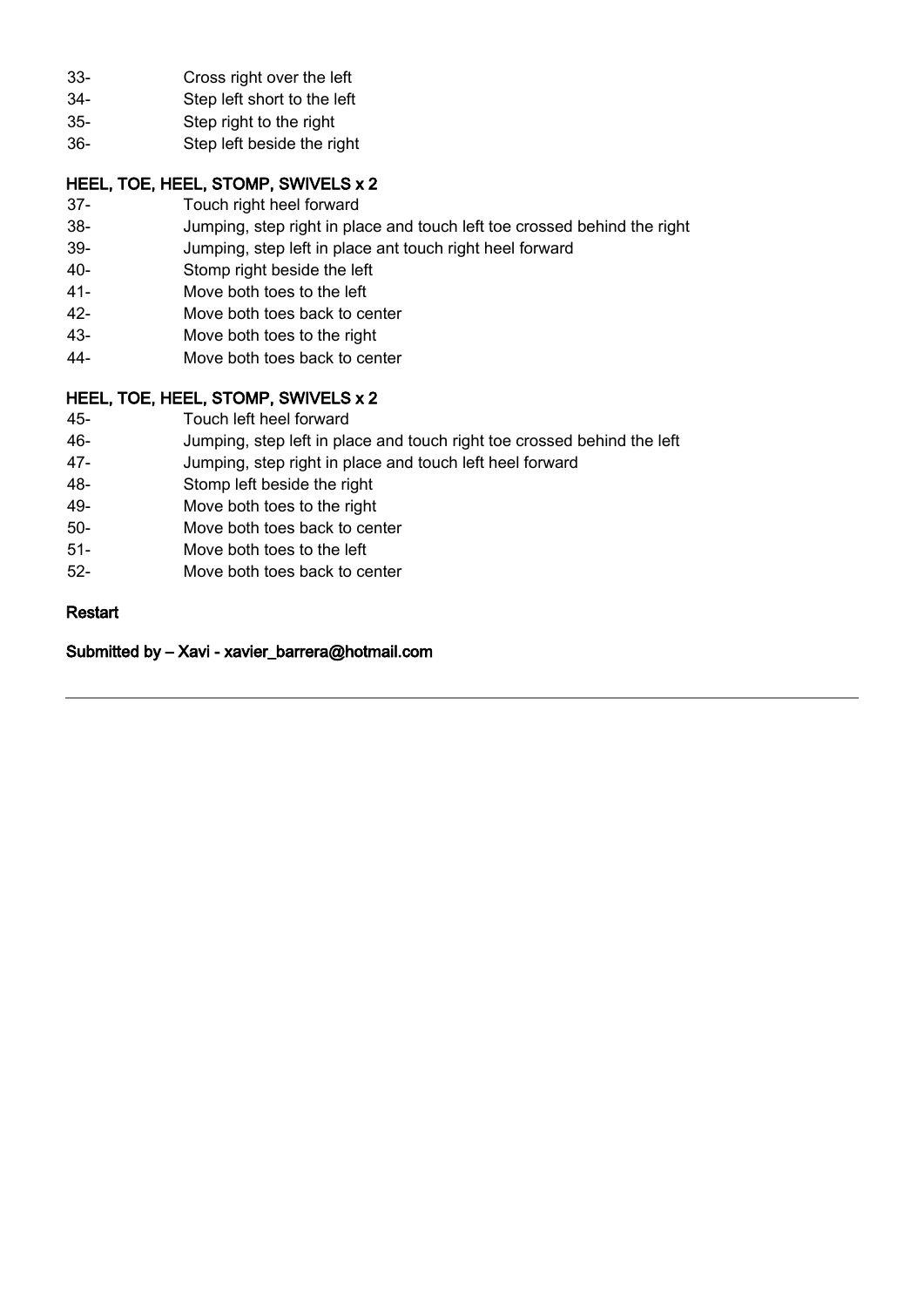33- Cross right over the left
34- Step left short to the left
35- Step right to the right
36- Step left beside the right

**HEEL, TOE, HEEL, STOMP, SWIVELS x 2**

37- Touch right heel forward
38- Jumping, step right in place and touch left toe crossed behind the right
39- Jumping, step left in place ant touch right heel forward
40- Stomp right beside the left
41- Move both toes to the left
42- Move both toes back to center
43- Move both toes to the right
44- Move both toes back to center

**HEEL, TOE, HEEL, STOMP, SWIVELS x 2**

45- Touch left heel forward
46- Jumping, step left in place and touch right toe crossed behind the left
47- Jumping, step right in place and touch left heel forward
48- Stomp left beside the right
49- Move both toes to the right
50- Move both toes back to center
51- Move both toes to the left
52- Move both toes back to center

**Restart**

**Submitted by – Xavi - xavier_barrera@hotmail.com**

---